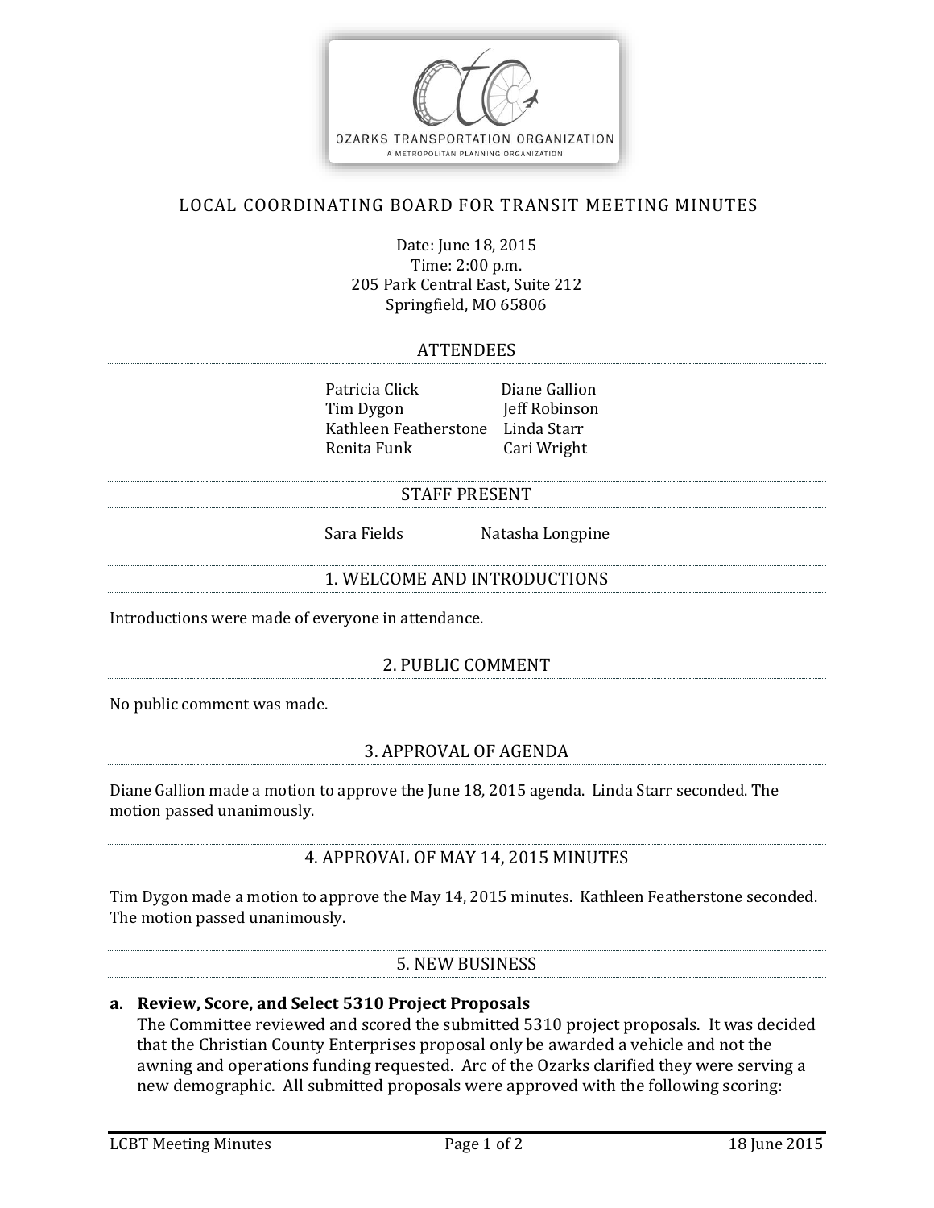OZARKS TRANSPORTATION ORGANIZATION
A METROPOLITAN PLANNING ORGANIZATION

# LOCAL COORDINATING BOARD FOR TRANSIT MEETING MINUTES

Date: June 18, 2015
Time: 2:00 p.m.
205 Park Central East, Suite 212
Springfield, MO 65806

## ATTENDEES

Patricia Click
Tim Dygon
Kathleen Featherstone
Renita Funk
Diane Gallion
Jeff Robinson
Linda Starr
Cari Wright

## STAFF PRESENT

Sara Fields
Natasha Longpine

## 1. WELCOME AND INTRODUCTIONS

Introductions were made of everyone in attendance.

## 2. PUBLIC COMMENT

No public comment was made.

## 3. APPROVAL OF AGENDA

Diane Gallion made a motion to approve the June 18, 2015 agenda. Linda Starr seconded. The motion passed unanimously.

## 4. APPROVAL OF MAY 14, 2015 MINUTES

Tim Dygon made a motion to approve the May 14, 2015 minutes. Kathleen Featherstone seconded. The motion passed unanimously.

## 5. NEW BUSINESS

**a. Review, Score, and Select 5310 Project Proposals**

The Committee reviewed and scored the submitted 5310 project proposals. It was decided that the Christian County Enterprises proposal only be awarded a vehicle and not the awning and operations funding requested. Arc of the Ozarks clarified they were serving a new demographic. All submitted proposals were approved with the following scoring: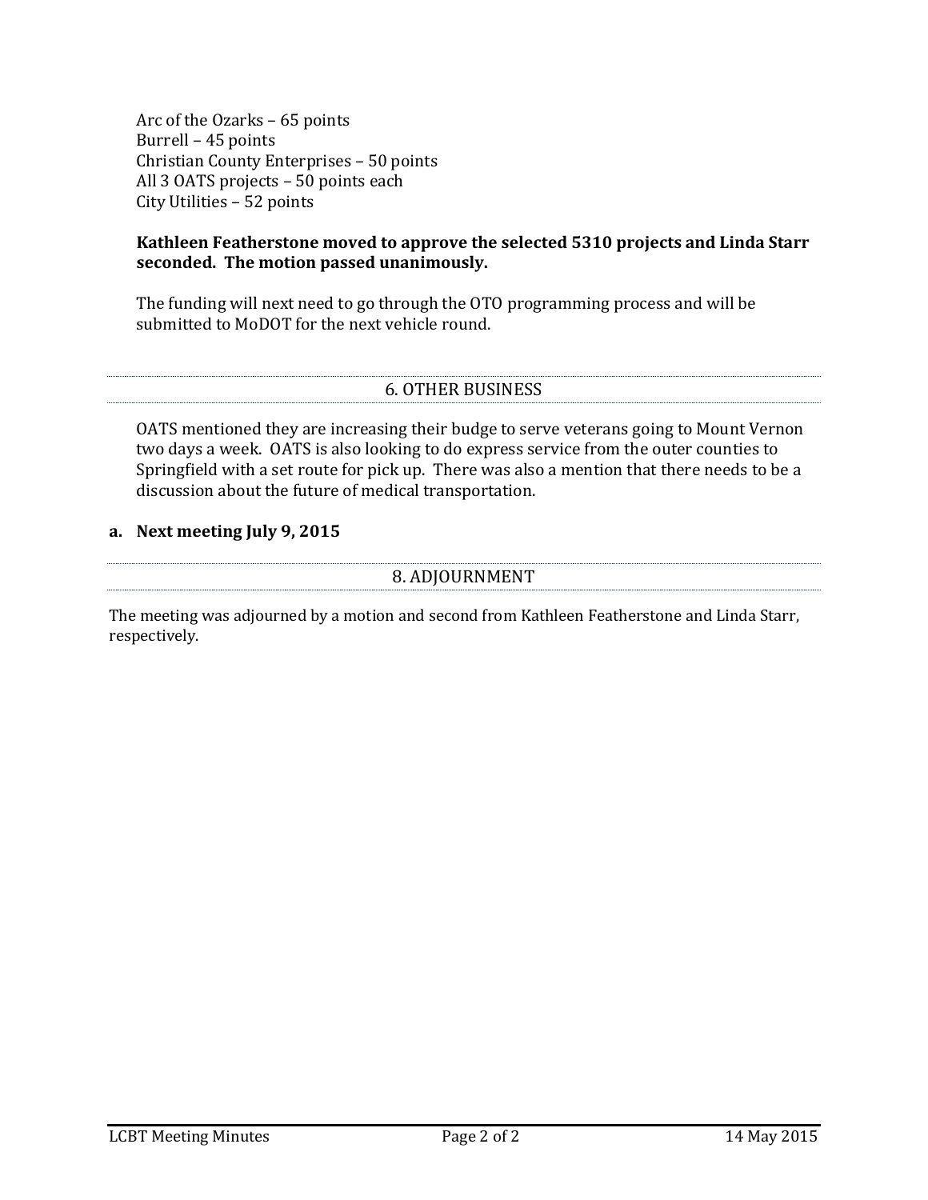Arc of the Ozarks – 65 points
Burrell – 45 points
Christian County Enterprises – 50 points
All 3 OATS projects – 50 points each
City Utilities – 52 points

**Kathleen Featherstone moved to approve the selected 5310 projects and Linda Starr seconded. The motion passed unanimously.**

The funding will next need to go through the OTO programming process and will be submitted to MoDOT for the next vehicle round.

## 6. OTHER BUSINESS

OATS mentioned they are increasing their budge to serve veterans going to Mount Vernon two days a week. OATS is also looking to do express service from the outer counties to Springfield with a set route for pick up. There was also a mention that there needs to be a discussion about the future of medical transportation.

**a. Next meeting July 9, 2015**

## 8. ADJOURNMENT

The meeting was adjourned by a motion and second from Kathleen Featherstone and Linda Starr, respectively.